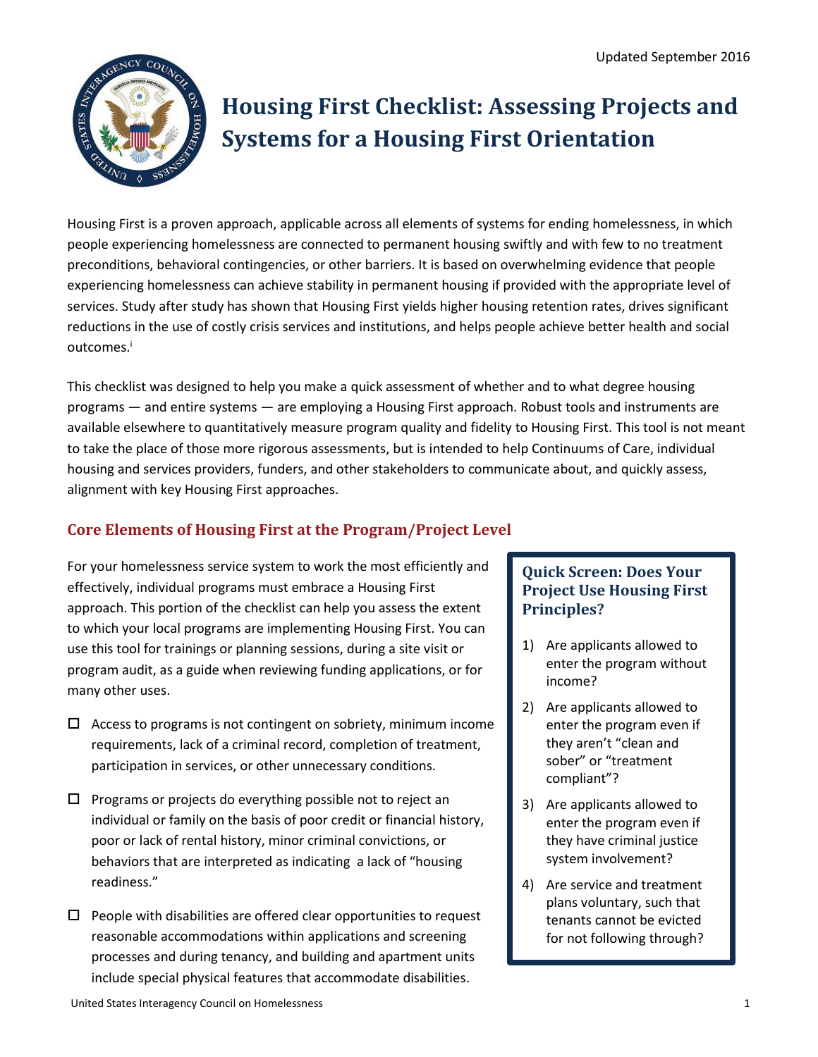Updated September 2016

# Housing First Checklist: Assessing Projects and Systems for a Housing First Orientation

Housing First is a proven approach, applicable across all elements of systems for ending homelessness, in which people experiencing homelessness are connected to permanent housing swiftly and with few to no treatment preconditions, behavioral contingencies, or other barriers. It is based on overwhelming evidence that people experiencing homelessness can achieve stability in permanent housing if provided with the appropriate level of services. Study after study has shown that Housing First yields higher housing retention rates, drives significant reductions in the use of costly crisis services and institutions, and helps people achieve better health and social outcomes.[i]

This checklist was designed to help you make a quick assessment of whether and to what degree housing programs — and entire systems — are employing a Housing First approach. Robust tools and instruments are available elsewhere to quantitatively measure program quality and fidelity to Housing First. This tool is not meant to take the place of those more rigorous assessments, but is intended to help Continuums of Care, individual housing and services providers, funders, and other stakeholders to communicate about, and quickly assess, alignment with key Housing First approaches.

## Core Elements of Housing First at the Program/Project Level

For your homelessness service system to work the most efficiently and effectively, individual programs must embrace a Housing First approach. This portion of the checklist can help you assess the extent to which your local programs are implementing Housing First. You can use this tool for trainings or planning sessions, during a site visit or program audit, as a guide when reviewing funding applications, or for many other uses.

- ☐ Access to programs is not contingent on sobriety, minimum income requirements, lack of a criminal record, completion of treatment, participation in services, or other unnecessary conditions.
- ☐ Programs or projects do everything possible not to reject an individual or family on the basis of poor credit or financial history, poor or lack of rental history, minor criminal convictions, or behaviors that are interpreted as indicating a lack of "housing readiness."
- ☐ People with disabilities are offered clear opportunities to request reasonable accommodations within applications and screening processes and during tenancy, and building and apartment units include special physical features that accommodate disabilities.

### Quick Screen: Does Your Project Use Housing First Principles?

1) Are applicants allowed to enter the program without income?
2) Are applicants allowed to enter the program even if they aren't "clean and sober" or "treatment compliant"?
3) Are applicants allowed to enter the program even if they have criminal justice system involvement?
4) Are service and treatment plans voluntary, such that tenants cannot be evicted for not following through?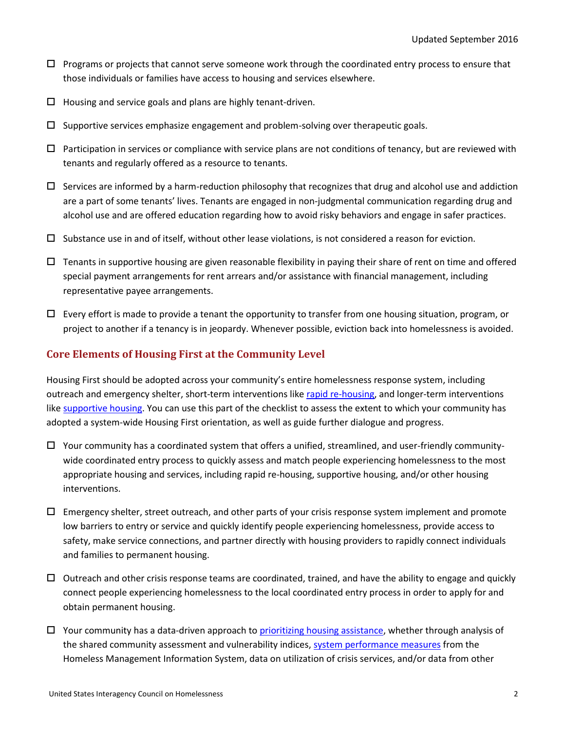- ☐ Programs or projects that cannot serve someone work through the coordinated entry process to ensure that those individuals or families have access to housing and services elsewhere.
- ☐ Housing and service goals and plans are highly tenant-driven.
- ☐ Supportive services emphasize engagement and problem-solving over therapeutic goals.
- ☐ Participation in services or compliance with service plans are not conditions of tenancy, but are reviewed with tenants and regularly offered as a resource to tenants.
- ☐ Services are informed by a harm-reduction philosophy that recognizes that drug and alcohol use and addiction are a part of some tenants' lives. Tenants are engaged in non-judgmental communication regarding drug and alcohol use and are offered education regarding how to avoid risky behaviors and engage in safer practices.
- ☐ Substance use in and of itself, without other lease violations, is not considered a reason for eviction.
- ☐ Tenants in supportive housing are given reasonable flexibility in paying their share of rent on time and offered special payment arrangements for rent arrears and/or assistance with financial management, including representative payee arrangements.
- ☐ Every effort is made to provide a tenant the opportunity to transfer from one housing situation, program, or project to another if a tenancy is in jeopardy. Whenever possible, eviction back into homelessness is avoided.

## Core Elements of Housing First at the Community Level

Housing First should be adopted across your community's entire homelessness response system, including outreach and emergency shelter, short-term interventions like rapid re-housing, and longer-term interventions like supportive housing. You can use this part of the checklist to assess the extent to which your community has adopted a system-wide Housing First orientation, as well as guide further dialogue and progress.

- ☐ Your community has a coordinated system that offers a unified, streamlined, and user-friendly community-wide coordinated entry process to quickly assess and match people experiencing homelessness to the most appropriate housing and services, including rapid re-housing, supportive housing, and/or other housing interventions.
- ☐ Emergency shelter, street outreach, and other parts of your crisis response system implement and promote low barriers to entry or service and quickly identify people experiencing homelessness, provide access to safety, make service connections, and partner directly with housing providers to rapidly connect individuals and families to permanent housing.
- ☐ Outreach and other crisis response teams are coordinated, trained, and have the ability to engage and quickly connect people experiencing homelessness to the local coordinated entry process in order to apply for and obtain permanent housing.
- ☐ Your community has a data-driven approach to prioritizing housing assistance, whether through analysis of the shared community assessment and vulnerability indices, system performance measures from the Homeless Management Information System, data on utilization of crisis services, and/or data from other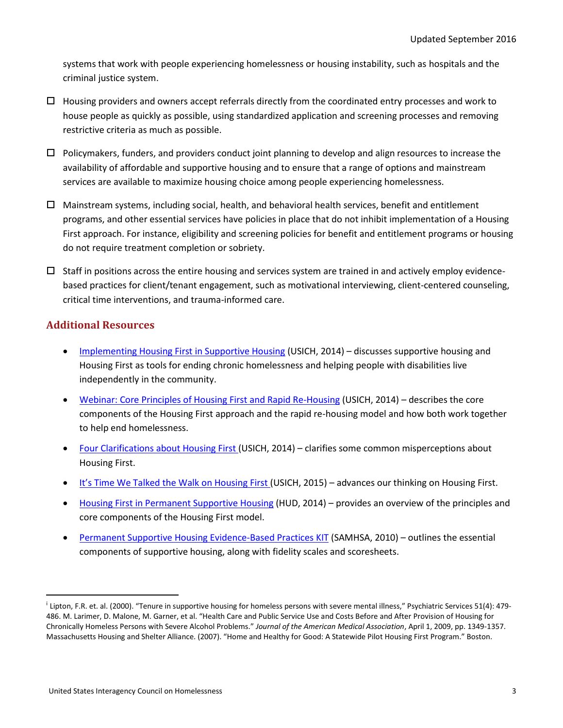systems that work with people experiencing homelessness or housing instability, such as hospitals and the criminal justice system.

- ☐ Housing providers and owners accept referrals directly from the coordinated entry processes and work to house people as quickly as possible, using standardized application and screening processes and removing restrictive criteria as much as possible.
- ☐ Policymakers, funders, and providers conduct joint planning to develop and align resources to increase the availability of affordable and supportive housing and to ensure that a range of options and mainstream services are available to maximize housing choice among people experiencing homelessness.
- ☐ Mainstream systems, including social, health, and behavioral health services, benefit and entitlement programs, and other essential services have policies in place that do not inhibit implementation of a Housing First approach. For instance, eligibility and screening policies for benefit and entitlement programs or housing do not require treatment completion or sobriety.
- ☐ Staff in positions across the entire housing and services system are trained in and actively employ evidence-based practices for client/tenant engagement, such as motivational interviewing, client-centered counseling, critical time interventions, and trauma-informed care.

## Additional Resources

- Implementing Housing First in Supportive Housing (USICH, 2014) – discusses supportive housing and Housing First as tools for ending chronic homelessness and helping people with disabilities live independently in the community.
- Webinar: Core Principles of Housing First and Rapid Re-Housing (USICH, 2014) – describes the core components of the Housing First approach and the rapid re-housing model and how both work together to help end homelessness.
- Four Clarifications about Housing First (USICH, 2014) – clarifies some common misperceptions about Housing First.
- It's Time We Talked the Walk on Housing First (USICH, 2015) – advances our thinking on Housing First.
- Housing First in Permanent Supportive Housing (HUD, 2014) – provides an overview of the principles and core components of the Housing First model.
- Permanent Supportive Housing Evidence-Based Practices KIT (SAMHSA, 2010) – outlines the essential components of supportive housing, along with fidelity scales and scoresheets.

---

[i] Lipton, F.R. et. al. (2000). "Tenure in supportive housing for homeless persons with severe mental illness," Psychiatric Services 51(4): 479-486. M. Larimer, D. Malone, M. Garner, et al. "Health Care and Public Service Use and Costs Before and After Provision of Housing for Chronically Homeless Persons with Severe Alcohol Problems." *Journal of the American Medical Association*, April 1, 2009, pp. 1349-1357. Massachusetts Housing and Shelter Alliance. (2007). "Home and Healthy for Good: A Statewide Pilot Housing First Program." Boston.